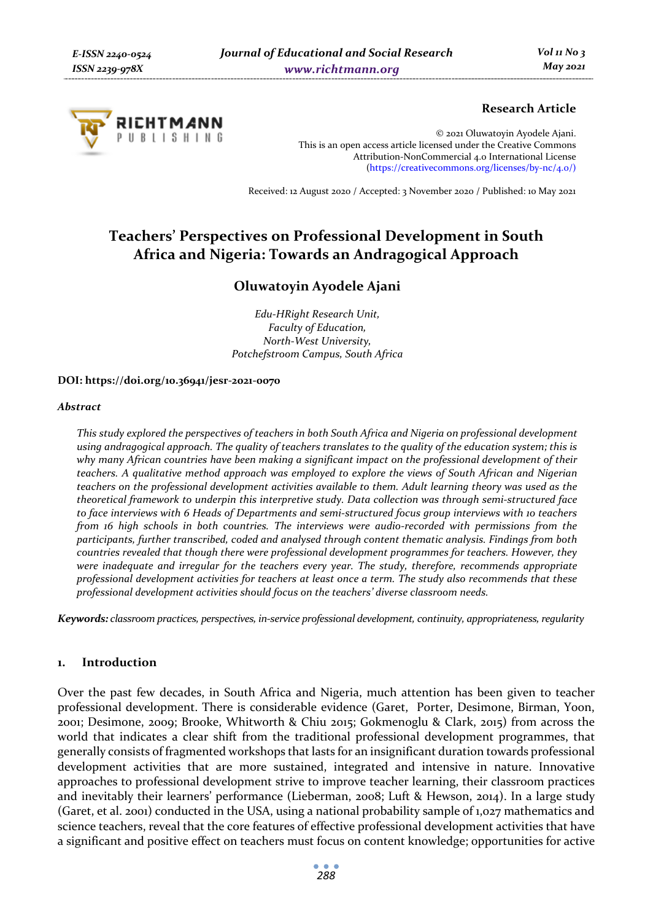Research Article

© 2021 Oluwatoyin Ayodele Ajani.
This is an open access article licensed under the Creative Commons Attribution-NonCommercial 4.0 International License (https://creativecommons.org/licenses/by-nc/4.0/)

Received: 12 August 2020 / Accepted: 3 November 2020 / Published: 10 May 2021

# Teachers' Perspectives on Professional Development in South Africa and Nigeria: Towards an Andragogical Approach

## Oluwatoyin Ayodele Ajani

*Edu-HRight Research Unit,*
*Faculty of Education,*
*North-West University,*
*Potchefstroom Campus, South Africa*

**DOI: https://doi.org/10.36941/jesr-2021-0070**

***Abstract***

*This study explored the perspectives of teachers in both South Africa and Nigeria on professional development using andragogical approach. The quality of teachers translates to the quality of the education system; this is why many African countries have been making a significant impact on the professional development of their teachers. A qualitative method approach was employed to explore the views of South African and Nigerian teachers on the professional development activities available to them. Adult learning theory was used as the theoretical framework to underpin this interpretive study. Data collection was through semi-structured face to face interviews with 6 Heads of Departments and semi-structured focus group interviews with 10 teachers from 16 high schools in both countries. The interviews were audio-recorded with permissions from the participants, further transcribed, coded and analysed through content thematic analysis. Findings from both countries revealed that though there were professional development programmes for teachers. However, they were inadequate and irregular for the teachers every year. The study, therefore, recommends appropriate professional development activities for teachers at least once a term. The study also recommends that these professional development activities should focus on the teachers' diverse classroom needs.*

***Keywords:*** *classroom practices, perspectives, in-service professional development, continuity, appropriateness, regularity*

## 1. Introduction

Over the past few decades, in South Africa and Nigeria, much attention has been given to teacher professional development. There is considerable evidence (Garet, Porter, Desimone, Birman, Yoon, 2001; Desimone, 2009; Brooke, Whitworth & Chiu 2015; Gokmenoglu & Clark, 2015) from across the world that indicates a clear shift from the traditional professional development programmes, that generally consists of fragmented workshops that lasts for an insignificant duration towards professional development activities that are more sustained, integrated and intensive in nature. Innovative approaches to professional development strive to improve teacher learning, their classroom practices and inevitably their learners' performance (Lieberman, 2008; Luft & Hewson, 2014). In a large study (Garet, et al. 2001) conducted in the USA, using a national probability sample of 1,027 mathematics and science teachers, reveal that the core features of effective professional development activities that have a significant and positive effect on teachers must focus on content knowledge; opportunities for active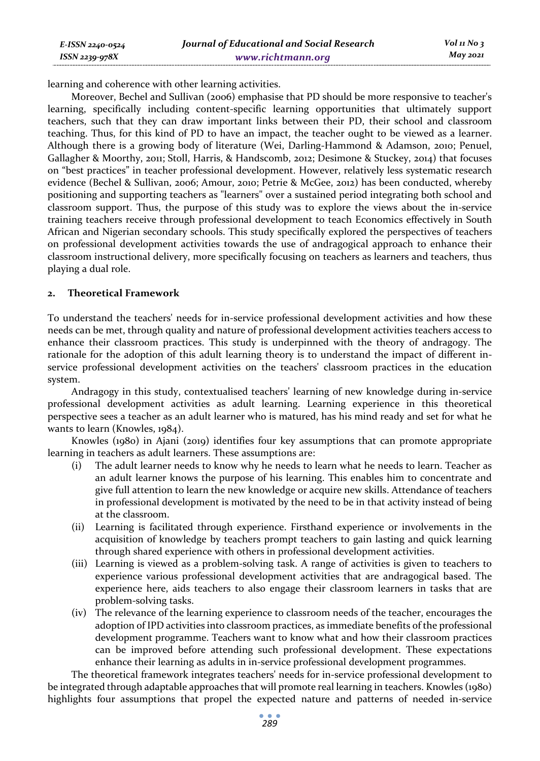learning and coherence with other learning activities.

Moreover, Bechel and Sullivan (2006) emphasise that PD should be more responsive to teacher's learning, specifically including content-specific learning opportunities that ultimately support teachers, such that they can draw important links between their PD, their school and classroom teaching. Thus, for this kind of PD to have an impact, the teacher ought to be viewed as a learner. Although there is a growing body of literature (Wei, Darling-Hammond & Adamson, 2010; Penuel, Gallagher & Moorthy, 2011; Stoll, Harris, & Handscomb, 2012; Desimone & Stuckey, 2014) that focuses on "best practices" in teacher professional development. However, relatively less systematic research evidence (Bechel & Sullivan, 2006; Amour, 2010; Petrie & McGee, 2012) has been conducted, whereby positioning and supporting teachers as "learners" over a sustained period integrating both school and classroom support. Thus, the purpose of this study was to explore the views about the in-service training teachers receive through professional development to teach Economics effectively in South African and Nigerian secondary schools. This study specifically explored the perspectives of teachers on professional development activities towards the use of andragogical approach to enhance their classroom instructional delivery, more specifically focusing on teachers as learners and teachers, thus playing a dual role.

## 2. Theoretical Framework

To understand the teachers' needs for in-service professional development activities and how these needs can be met, through quality and nature of professional development activities teachers access to enhance their classroom practices. This study is underpinned with the theory of andragogy. The rationale for the adoption of this adult learning theory is to understand the impact of different in-service professional development activities on the teachers' classroom practices in the education system.

Andragogy in this study, contextualised teachers' learning of new knowledge during in-service professional development activities as adult learning. Learning experience in this theoretical perspective sees a teacher as an adult learner who is matured, has his mind ready and set for what he wants to learn (Knowles, 1984).

Knowles (1980) in Ajani (2019) identifies four key assumptions that can promote appropriate learning in teachers as adult learners. These assumptions are:

(i) The adult learner needs to know why he needs to learn what he needs to learn. Teacher as an adult learner knows the purpose of his learning. This enables him to concentrate and give full attention to learn the new knowledge or acquire new skills. Attendance of teachers in professional development is motivated by the need to be in that activity instead of being at the classroom.

(ii) Learning is facilitated through experience. Firsthand experience or involvements in the acquisition of knowledge by teachers prompt teachers to gain lasting and quick learning through shared experience with others in professional development activities.

(iii) Learning is viewed as a problem-solving task. A range of activities is given to teachers to experience various professional development activities that are andragogical based. The experience here, aids teachers to also engage their classroom learners in tasks that are problem-solving tasks.

(iv) The relevance of the learning experience to classroom needs of the teacher, encourages the adoption of IPD activities into classroom practices, as immediate benefits of the professional development programme. Teachers want to know what and how their classroom practices can be improved before attending such professional development. These expectations enhance their learning as adults in in-service professional development programmes.

The theoretical framework integrates teachers' needs for in-service professional development to be integrated through adaptable approaches that will promote real learning in teachers. Knowles (1980) highlights four assumptions that propel the expected nature and patterns of needed in-service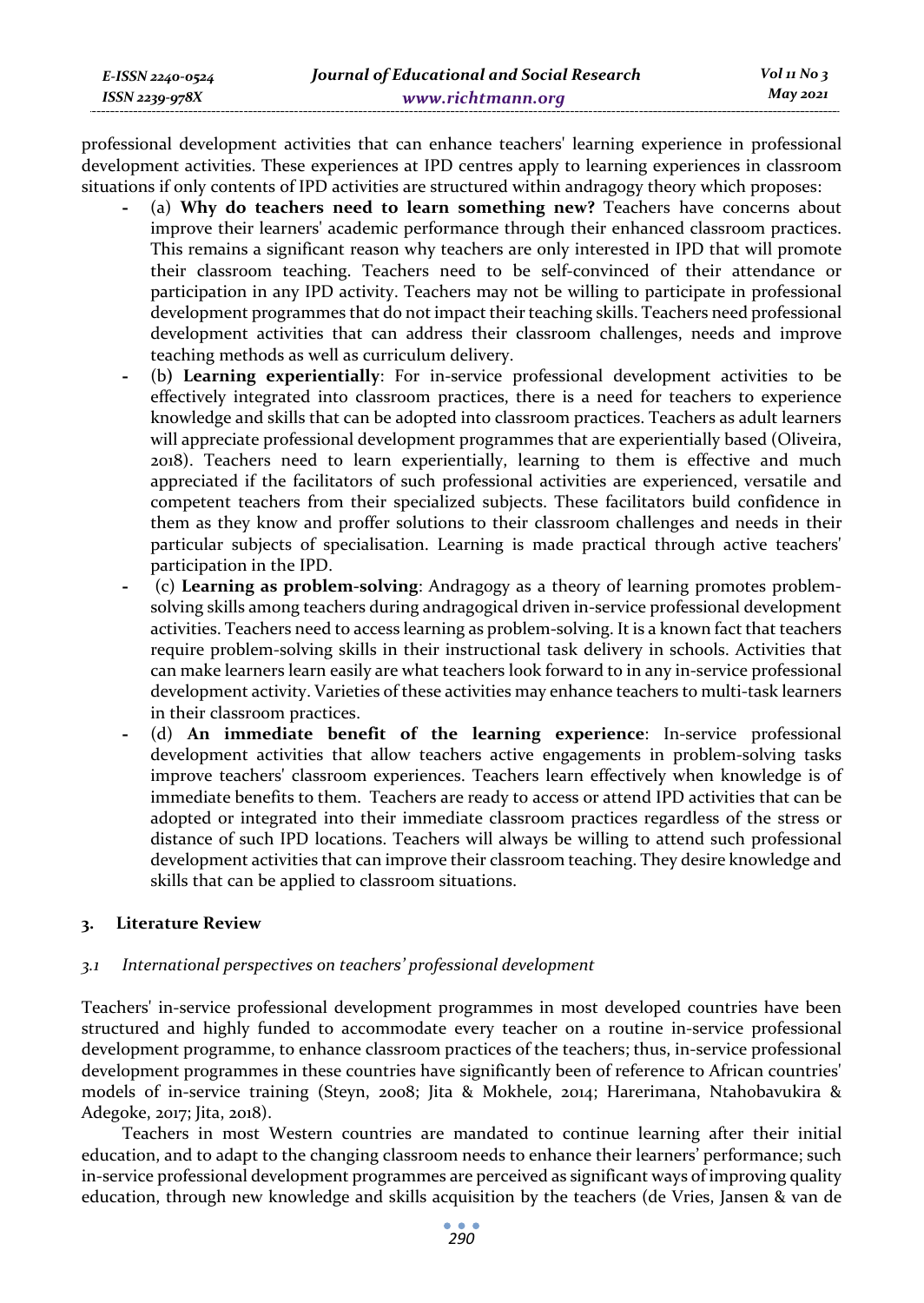professional development activities that can enhance teachers' learning experience in professional development activities. These experiences at IPD centres apply to learning experiences in classroom situations if only contents of IPD activities are structured within andragogy theory which proposes:

- (a) **Why do teachers need to learn something new?** Teachers have concerns about improve their learners' academic performance through their enhanced classroom practices. This remains a significant reason why teachers are only interested in IPD that will promote their classroom teaching. Teachers need to be self-convinced of their attendance or participation in any IPD activity. Teachers may not be willing to participate in professional development programmes that do not impact their teaching skills. Teachers need professional development activities that can address their classroom challenges, needs and improve teaching methods as well as curriculum delivery.
- (b) **Learning experientially**: For in-service professional development activities to be effectively integrated into classroom practices, there is a need for teachers to experience knowledge and skills that can be adopted into classroom practices. Teachers as adult learners will appreciate professional development programmes that are experientially based (Oliveira, 2018). Teachers need to learn experientially, learning to them is effective and much appreciated if the facilitators of such professional activities are experienced, versatile and competent teachers from their specialized subjects. These facilitators build confidence in them as they know and proffer solutions to their classroom challenges and needs in their particular subjects of specialisation. Learning is made practical through active teachers' participation in the IPD.
- (c) **Learning as problem-solving**: Andragogy as a theory of learning promotes problem-solving skills among teachers during andragogical driven in-service professional development activities. Teachers need to access learning as problem-solving. It is a known fact that teachers require problem-solving skills in their instructional task delivery in schools. Activities that can make learners learn easily are what teachers look forward to in any in-service professional development activity. Varieties of these activities may enhance teachers to multi-task learners in their classroom practices.
- (d) **An immediate benefit of the learning experience**: In-service professional development activities that allow teachers active engagements in problem-solving tasks improve teachers' classroom experiences. Teachers learn effectively when knowledge is of immediate benefits to them. Teachers are ready to access or attend IPD activities that can be adopted or integrated into their immediate classroom practices regardless of the stress or distance of such IPD locations. Teachers will always be willing to attend such professional development activities that can improve their classroom teaching. They desire knowledge and skills that can be applied to classroom situations.

## 3. Literature Review

### *3.1 International perspectives on teachers' professional development*

Teachers' in-service professional development programmes in most developed countries have been structured and highly funded to accommodate every teacher on a routine in-service professional development programme, to enhance classroom practices of the teachers; thus, in-service professional development programmes in these countries have significantly been of reference to African countries' models of in-service training (Steyn, 2008; Jita & Mokhele, 2014; Harerimana, Ntahobavukira & Adegoke, 2017; Jita, 2018).

Teachers in most Western countries are mandated to continue learning after their initial education, and to adapt to the changing classroom needs to enhance their learners' performance; such in-service professional development programmes are perceived as significant ways of improving quality education, through new knowledge and skills acquisition by the teachers (de Vries, Jansen & van de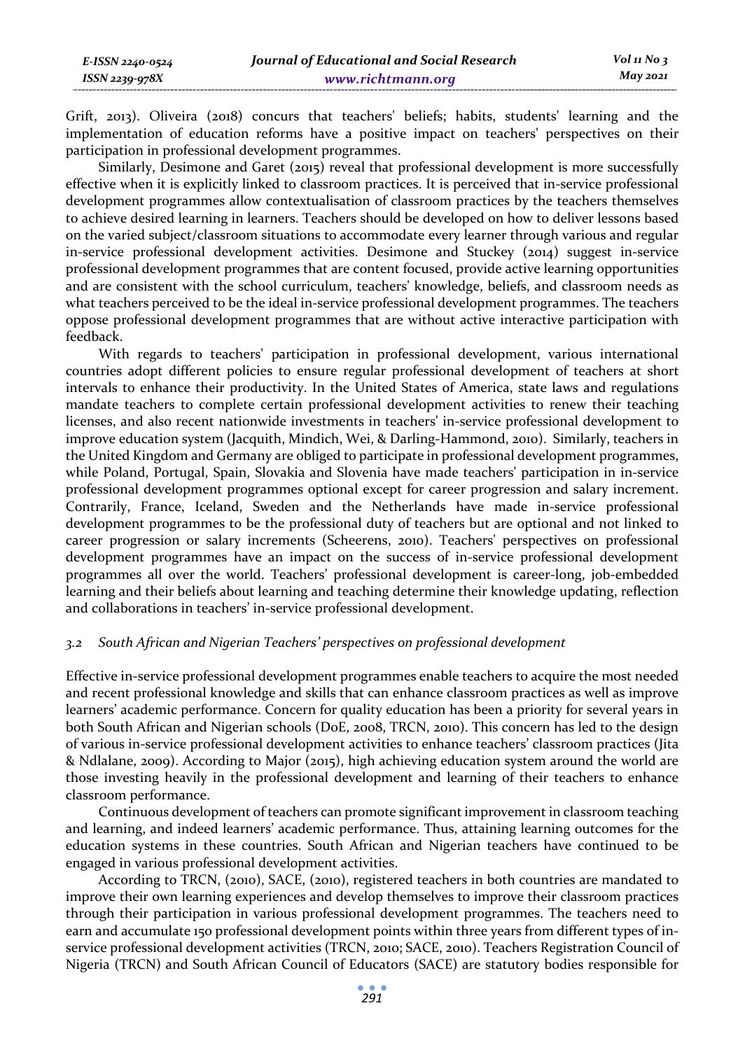Grift, 2013). Oliveira (2018) concurs that teachers' beliefs; habits, students' learning and the implementation of education reforms have a positive impact on teachers' perspectives on their participation in professional development programmes.

Similarly, Desimone and Garet (2015) reveal that professional development is more successfully effective when it is explicitly linked to classroom practices. It is perceived that in-service professional development programmes allow contextualisation of classroom practices by the teachers themselves to achieve desired learning in learners. Teachers should be developed on how to deliver lessons based on the varied subject/classroom situations to accommodate every learner through various and regular in-service professional development activities. Desimone and Stuckey (2014) suggest in-service professional development programmes that are content focused, provide active learning opportunities and are consistent with the school curriculum, teachers' knowledge, beliefs, and classroom needs as what teachers perceived to be the ideal in-service professional development programmes. The teachers oppose professional development programmes that are without active interactive participation with feedback.

With regards to teachers' participation in professional development, various international countries adopt different policies to ensure regular professional development of teachers at short intervals to enhance their productivity. In the United States of America, state laws and regulations mandate teachers to complete certain professional development activities to renew their teaching licenses, and also recent nationwide investments in teachers' in-service professional development to improve education system (Jacquith, Mindich, Wei, & Darling-Hammond, 2010). Similarly, teachers in the United Kingdom and Germany are obliged to participate in professional development programmes, while Poland, Portugal, Spain, Slovakia and Slovenia have made teachers' participation in in-service professional development programmes optional except for career progression and salary increment. Contrarily, France, Iceland, Sweden and the Netherlands have made in-service professional development programmes to be the professional duty of teachers but are optional and not linked to career progression or salary increments (Scheerens, 2010). Teachers' perspectives on professional development programmes have an impact on the success of in-service professional development programmes all over the world. Teachers' professional development is career-long, job-embedded learning and their beliefs about learning and teaching determine their knowledge updating, reflection and collaborations in teachers' in-service professional development.

### *3.2 South African and Nigerian Teachers' perspectives on professional development*

Effective in-service professional development programmes enable teachers to acquire the most needed and recent professional knowledge and skills that can enhance classroom practices as well as improve learners' academic performance. Concern for quality education has been a priority for several years in both South African and Nigerian schools (DoE, 2008, TRCN, 2010). This concern has led to the design of various in-service professional development activities to enhance teachers' classroom practices (Jita & Ndlalane, 2009). According to Major (2015), high achieving education system around the world are those investing heavily in the professional development and learning of their teachers to enhance classroom performance.

Continuous development of teachers can promote significant improvement in classroom teaching and learning, and indeed learners' academic performance. Thus, attaining learning outcomes for the education systems in these countries. South African and Nigerian teachers have continued to be engaged in various professional development activities.

According to TRCN, (2010), SACE, (2010), registered teachers in both countries are mandated to improve their own learning experiences and develop themselves to improve their classroom practices through their participation in various professional development programmes. The teachers need to earn and accumulate 150 professional development points within three years from different types of in-service professional development activities (TRCN, 2010; SACE, 2010). Teachers Registration Council of Nigeria (TRCN) and South African Council of Educators (SACE) are statutory bodies responsible for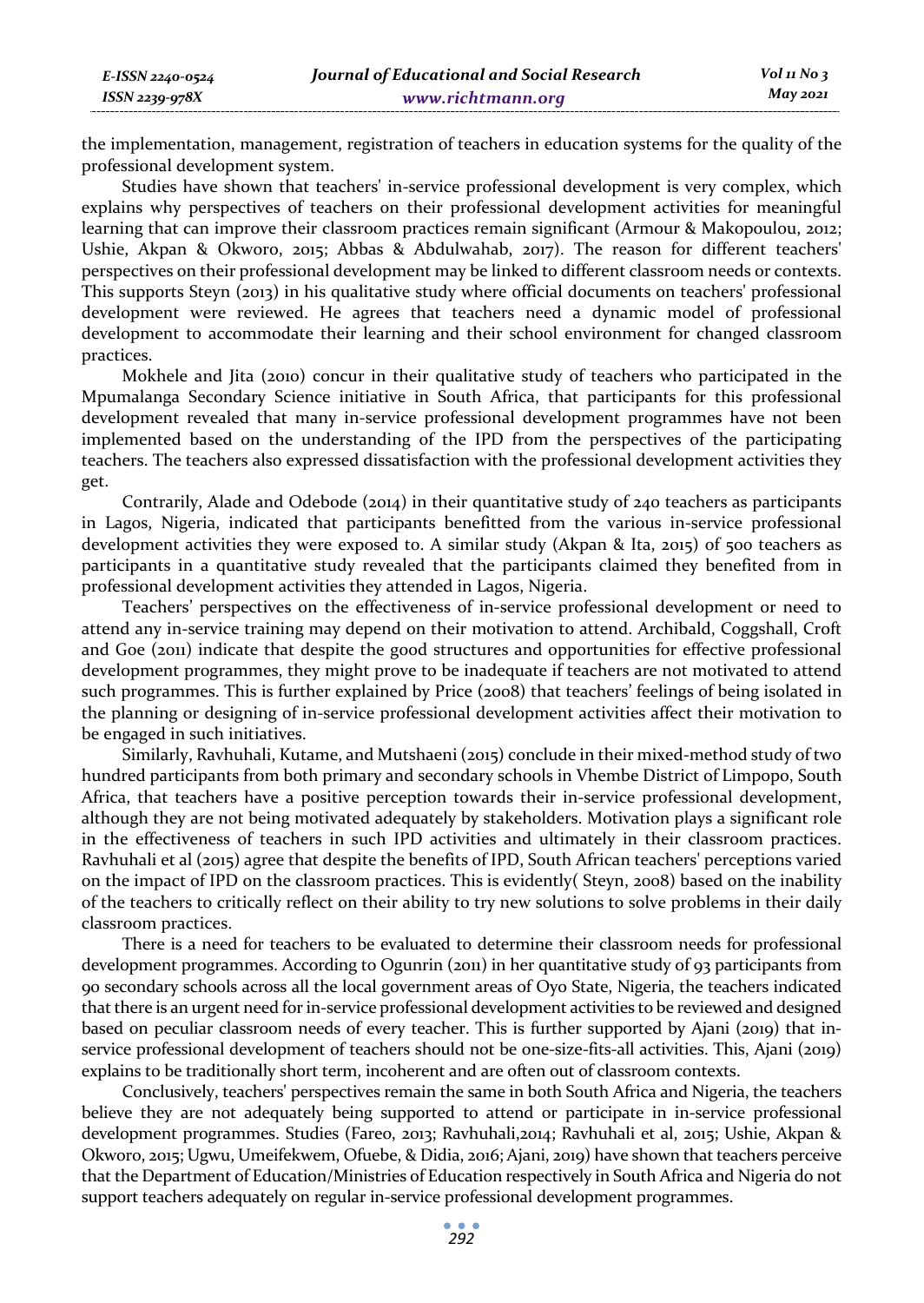the implementation, management, registration of teachers in education systems for the quality of the professional development system.

Studies have shown that teachers' in-service professional development is very complex, which explains why perspectives of teachers on their professional development activities for meaningful learning that can improve their classroom practices remain significant (Armour & Makopoulou, 2012; Ushie, Akpan & Okworo, 2015; Abbas & Abdulwahab, 2017). The reason for different teachers' perspectives on their professional development may be linked to different classroom needs or contexts. This supports Steyn (2013) in his qualitative study where official documents on teachers' professional development were reviewed. He agrees that teachers need a dynamic model of professional development to accommodate their learning and their school environment for changed classroom practices.

Mokhele and Jita (2010) concur in their qualitative study of teachers who participated in the Mpumalanga Secondary Science initiative in South Africa, that participants for this professional development revealed that many in-service professional development programmes have not been implemented based on the understanding of the IPD from the perspectives of the participating teachers. The teachers also expressed dissatisfaction with the professional development activities they get.

Contrarily, Alade and Odebode (2014) in their quantitative study of 240 teachers as participants in Lagos, Nigeria, indicated that participants benefitted from the various in-service professional development activities they were exposed to. A similar study (Akpan & Ita, 2015) of 500 teachers as participants in a quantitative study revealed that the participants claimed they benefited from in professional development activities they attended in Lagos, Nigeria.

Teachers' perspectives on the effectiveness of in-service professional development or need to attend any in-service training may depend on their motivation to attend. Archibald, Coggshall, Croft and Goe (2011) indicate that despite the good structures and opportunities for effective professional development programmes, they might prove to be inadequate if teachers are not motivated to attend such programmes. This is further explained by Price (2008) that teachers' feelings of being isolated in the planning or designing of in-service professional development activities affect their motivation to be engaged in such initiatives.

Similarly, Ravhuhali, Kutame, and Mutshaeni (2015) conclude in their mixed-method study of two hundred participants from both primary and secondary schools in Vhembe District of Limpopo, South Africa, that teachers have a positive perception towards their in-service professional development, although they are not being motivated adequately by stakeholders. Motivation plays a significant role in the effectiveness of teachers in such IPD activities and ultimately in their classroom practices. Ravhuhali et al (2015) agree that despite the benefits of IPD, South African teachers' perceptions varied on the impact of IPD on the classroom practices. This is evidently( Steyn, 2008) based on the inability of the teachers to critically reflect on their ability to try new solutions to solve problems in their daily classroom practices.

There is a need for teachers to be evaluated to determine their classroom needs for professional development programmes. According to Ogunrin (2011) in her quantitative study of 93 participants from 90 secondary schools across all the local government areas of Oyo State, Nigeria, the teachers indicated that there is an urgent need for in-service professional development activities to be reviewed and designed based on peculiar classroom needs of every teacher. This is further supported by Ajani (2019) that in-service professional development of teachers should not be one-size-fits-all activities. This, Ajani (2019) explains to be traditionally short term, incoherent and are often out of classroom contexts.

Conclusively, teachers' perspectives remain the same in both South Africa and Nigeria, the teachers believe they are not adequately being supported to attend or participate in in-service professional development programmes. Studies (Fareo, 2013; Ravhuhali,2014; Ravhuhali et al, 2015; Ushie, Akpan & Okworo, 2015; Ugwu, Umeifekwem, Ofuebe, & Didia, 2016; Ajani, 2019) have shown that teachers perceive that the Department of Education/Ministries of Education respectively in South Africa and Nigeria do not support teachers adequately on regular in-service professional development programmes.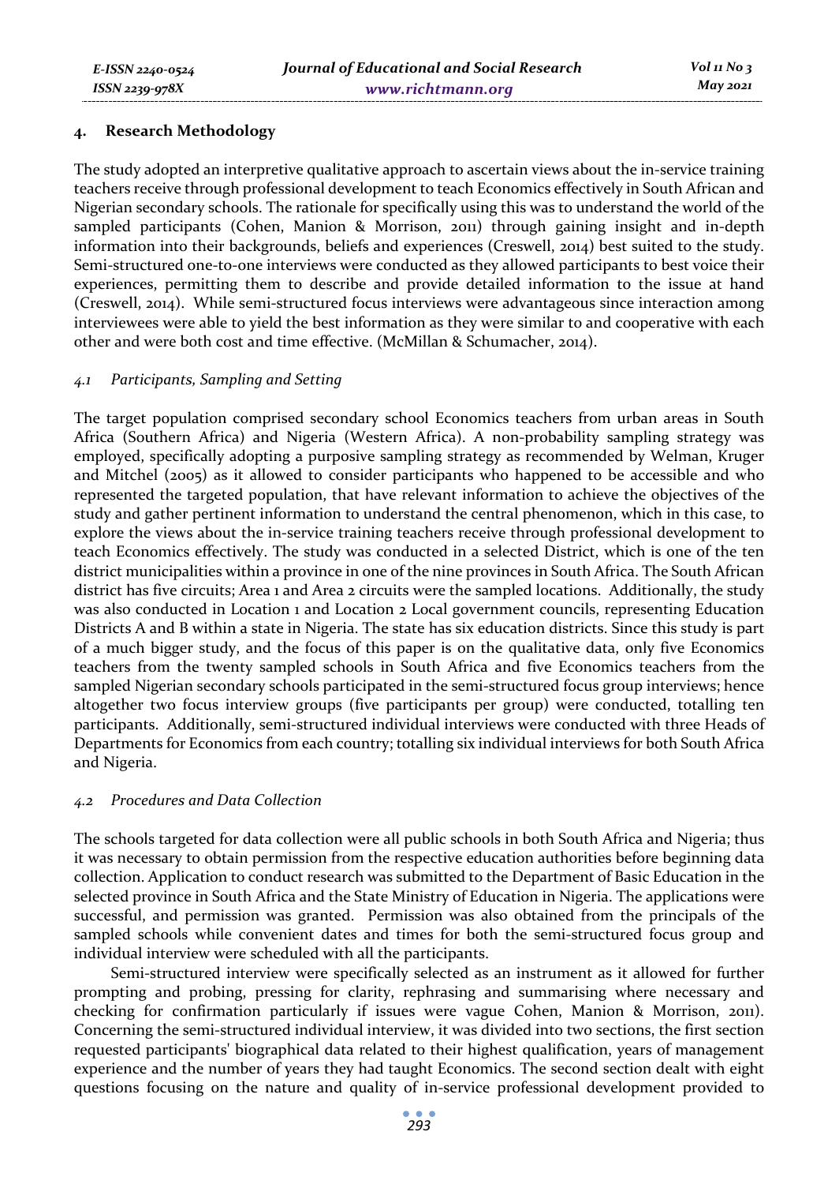## 4. Research Methodology

The study adopted an interpretive qualitative approach to ascertain views about the in-service training teachers receive through professional development to teach Economics effectively in South African and Nigerian secondary schools. The rationale for specifically using this was to understand the world of the sampled participants (Cohen, Manion & Morrison, 2011) through gaining insight and in-depth information into their backgrounds, beliefs and experiences (Creswell, 2014) best suited to the study. Semi-structured one-to-one interviews were conducted as they allowed participants to best voice their experiences, permitting them to describe and provide detailed information to the issue at hand (Creswell, 2014). While semi-structured focus interviews were advantageous since interaction among interviewees were able to yield the best information as they were similar to and cooperative with each other and were both cost and time effective. (McMillan & Schumacher, 2014).

### *4.1 Participants, Sampling and Setting*

The target population comprised secondary school Economics teachers from urban areas in South Africa (Southern Africa) and Nigeria (Western Africa). A non-probability sampling strategy was employed, specifically adopting a purposive sampling strategy as recommended by Welman, Kruger and Mitchel (2005) as it allowed to consider participants who happened to be accessible and who represented the targeted population, that have relevant information to achieve the objectives of the study and gather pertinent information to understand the central phenomenon, which in this case, to explore the views about the in-service training teachers receive through professional development to teach Economics effectively. The study was conducted in a selected District, which is one of the ten district municipalities within a province in one of the nine provinces in South Africa. The South African district has five circuits; Area 1 and Area 2 circuits were the sampled locations. Additionally, the study was also conducted in Location 1 and Location 2 Local government councils, representing Education Districts A and B within a state in Nigeria. The state has six education districts. Since this study is part of a much bigger study, and the focus of this paper is on the qualitative data, only five Economics teachers from the twenty sampled schools in South Africa and five Economics teachers from the sampled Nigerian secondary schools participated in the semi-structured focus group interviews; hence altogether two focus interview groups (five participants per group) were conducted, totalling ten participants. Additionally, semi-structured individual interviews were conducted with three Heads of Departments for Economics from each country; totalling six individual interviews for both South Africa and Nigeria.

### *4.2 Procedures and Data Collection*

The schools targeted for data collection were all public schools in both South Africa and Nigeria; thus it was necessary to obtain permission from the respective education authorities before beginning data collection. Application to conduct research was submitted to the Department of Basic Education in the selected province in South Africa and the State Ministry of Education in Nigeria. The applications were successful, and permission was granted. Permission was also obtained from the principals of the sampled schools while convenient dates and times for both the semi-structured focus group and individual interview were scheduled with all the participants.

Semi-structured interview were specifically selected as an instrument as it allowed for further prompting and probing, pressing for clarity, rephrasing and summarising where necessary and checking for confirmation particularly if issues were vague Cohen, Manion & Morrison, 2011). Concerning the semi-structured individual interview, it was divided into two sections, the first section requested participants' biographical data related to their highest qualification, years of management experience and the number of years they had taught Economics. The second section dealt with eight questions focusing on the nature and quality of in-service professional development provided to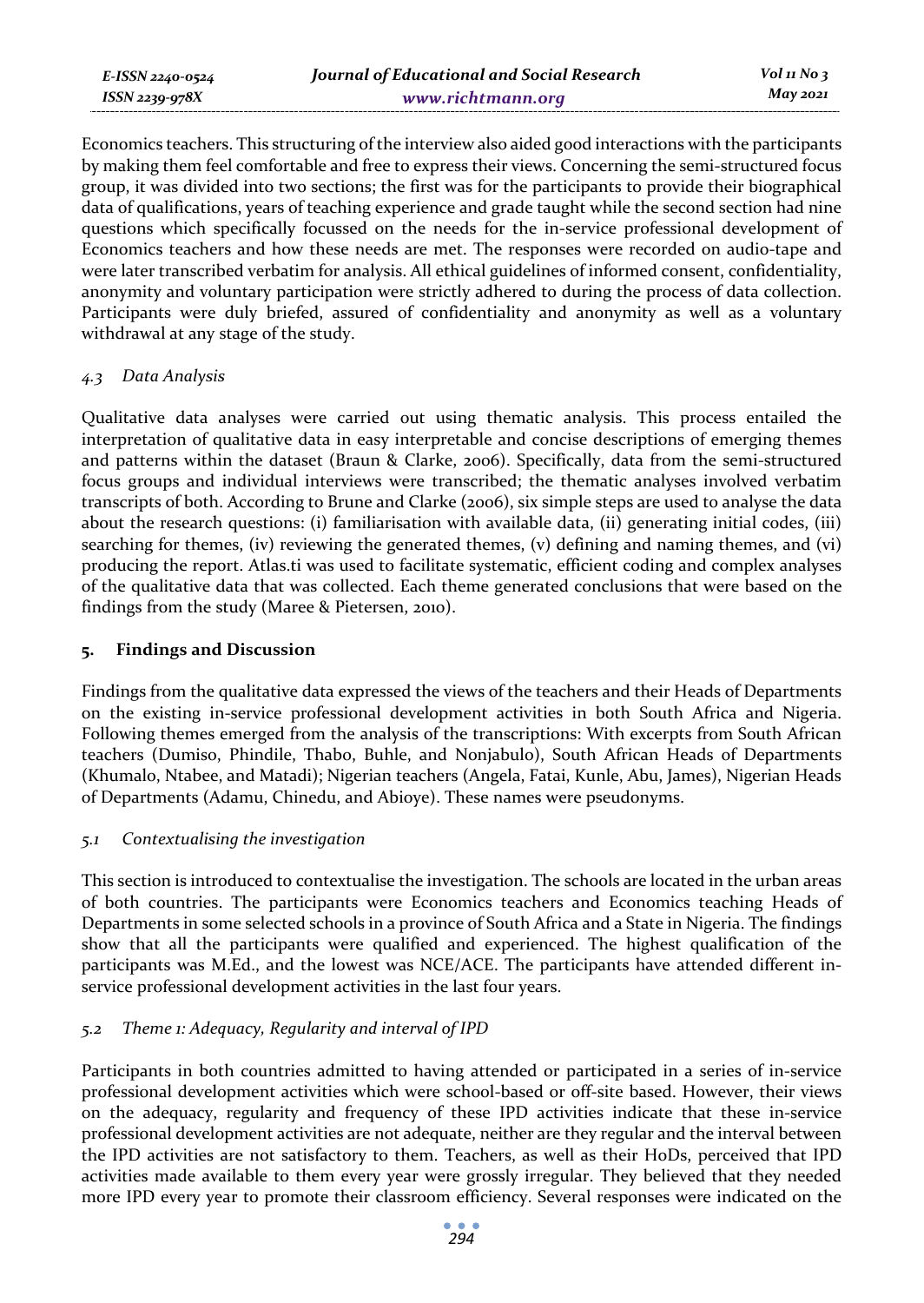Economics teachers. This structuring of the interview also aided good interactions with the participants by making them feel comfortable and free to express their views. Concerning the semi-structured focus group, it was divided into two sections; the first was for the participants to provide their biographical data of qualifications, years of teaching experience and grade taught while the second section had nine questions which specifically focussed on the needs for the in-service professional development of Economics teachers and how these needs are met. The responses were recorded on audio-tape and were later transcribed verbatim for analysis. All ethical guidelines of informed consent, confidentiality, anonymity and voluntary participation were strictly adhered to during the process of data collection. Participants were duly briefed, assured of confidentiality and anonymity as well as a voluntary withdrawal at any stage of the study.

### *4.3 Data Analysis*

Qualitative data analyses were carried out using thematic analysis. This process entailed the interpretation of qualitative data in easy interpretable and concise descriptions of emerging themes and patterns within the dataset (Braun & Clarke, 2006). Specifically, data from the semi-structured focus groups and individual interviews were transcribed; the thematic analyses involved verbatim transcripts of both. According to Brune and Clarke (2006), six simple steps are used to analyse the data about the research questions: (i) familiarisation with available data, (ii) generating initial codes, (iii) searching for themes, (iv) reviewing the generated themes, (v) defining and naming themes, and (vi) producing the report. Atlas.ti was used to facilitate systematic, efficient coding and complex analyses of the qualitative data that was collected. Each theme generated conclusions that were based on the findings from the study (Maree & Pietersen, 2010).

## 5. Findings and Discussion

Findings from the qualitative data expressed the views of the teachers and their Heads of Departments on the existing in-service professional development activities in both South Africa and Nigeria. Following themes emerged from the analysis of the transcriptions: With excerpts from South African teachers (Dumiso, Phindile, Thabo, Buhle, and Nonjabulo), South African Heads of Departments (Khumalo, Ntabee, and Matadi); Nigerian teachers (Angela, Fatai, Kunle, Abu, James), Nigerian Heads of Departments (Adamu, Chinedu, and Abioye). These names were pseudonyms.

### *5.1 Contextualising the investigation*

This section is introduced to contextualise the investigation. The schools are located in the urban areas of both countries. The participants were Economics teachers and Economics teaching Heads of Departments in some selected schools in a province of South Africa and a State in Nigeria. The findings show that all the participants were qualified and experienced. The highest qualification of the participants was M.Ed., and the lowest was NCE/ACE. The participants have attended different in-service professional development activities in the last four years.

### *5.2 Theme 1: Adequacy, Regularity and interval of IPD*

Participants in both countries admitted to having attended or participated in a series of in-service professional development activities which were school-based or off-site based. However, their views on the adequacy, regularity and frequency of these IPD activities indicate that these in-service professional development activities are not adequate, neither are they regular and the interval between the IPD activities are not satisfactory to them. Teachers, as well as their HoDs, perceived that IPD activities made available to them every year were grossly irregular. They believed that they needed more IPD every year to promote their classroom efficiency. Several responses were indicated on the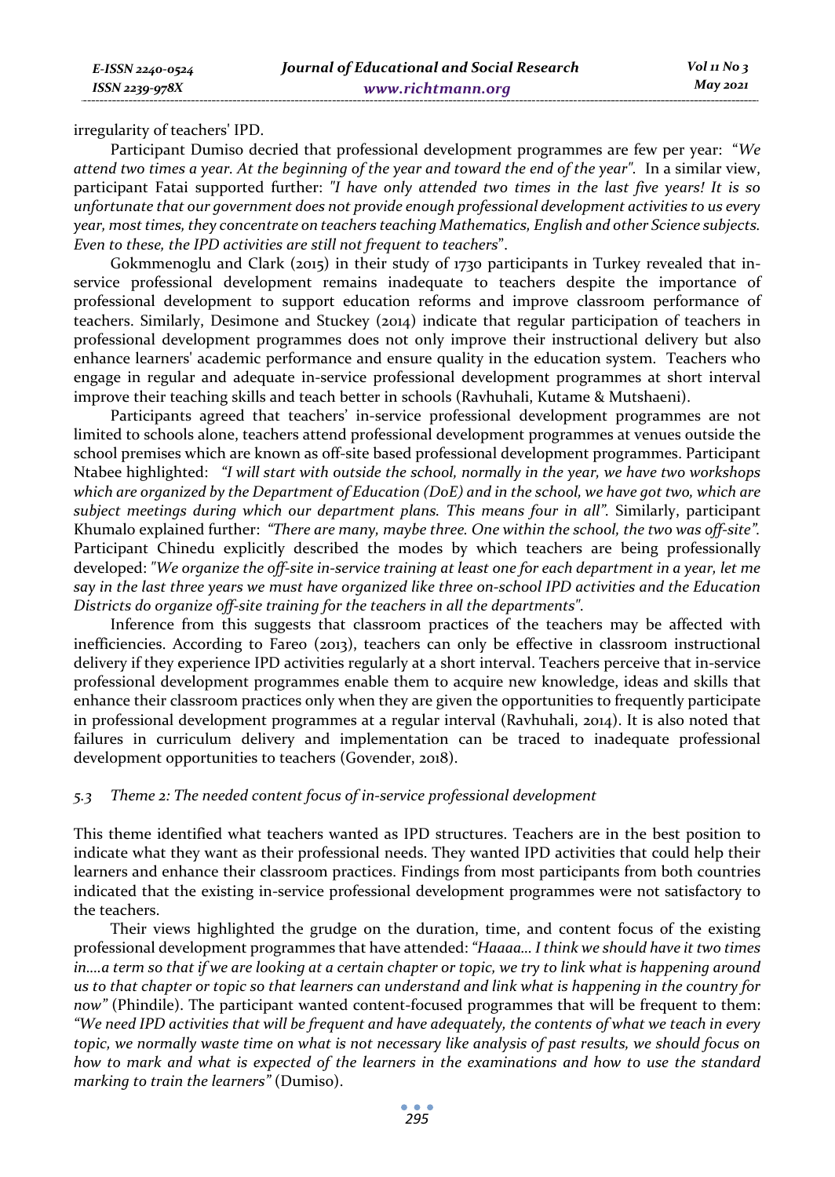irregularity of teachers' IPD.

Participant Dumiso decried that professional development programmes are few per year: *"We attend two times a year. At the beginning of the year and toward the end of the year"*. In a similar view, participant Fatai supported further: *"I have only attended two times in the last five years! It is so unfortunate that our government does not provide enough professional development activities to us every year, most times, they concentrate on teachers teaching Mathematics, English and other Science subjects. Even to these, the IPD activities are still not frequent to teachers*".

Gokmmenoglu and Clark (2015) in their study of 1730 participants in Turkey revealed that in-service professional development remains inadequate to teachers despite the importance of professional development to support education reforms and improve classroom performance of teachers. Similarly, Desimone and Stuckey (2014) indicate that regular participation of teachers in professional development programmes does not only improve their instructional delivery but also enhance learners' academic performance and ensure quality in the education system. Teachers who engage in regular and adequate in-service professional development programmes at short interval improve their teaching skills and teach better in schools (Ravhuhali, Kutame & Mutshaeni).

Participants agreed that teachers' in-service professional development programmes are not limited to schools alone, teachers attend professional development programmes at venues outside the school premises which are known as off-site based professional development programmes. Participant Ntabee highlighted: *"I will start with outside the school, normally in the year, we have two workshops which are organized by the Department of Education (DoE) and in the school, we have got two, which are subject meetings during which our department plans. This means four in all".* Similarly, participant Khumalo explained further: *"There are many, maybe three. One within the school, the two was off-site".* Participant Chinedu explicitly described the modes by which teachers are being professionally developed: *"We organize the off-site in-service training at least one for each department in a year, let me say in the last three years we must have organized like three on-school IPD activities and the Education Districts do organize off-site training for the teachers in all the departments".*

Inference from this suggests that classroom practices of the teachers may be affected with inefficiencies. According to Fareo (2013), teachers can only be effective in classroom instructional delivery if they experience IPD activities regularly at a short interval. Teachers perceive that in-service professional development programmes enable them to acquire new knowledge, ideas and skills that enhance their classroom practices only when they are given the opportunities to frequently participate in professional development programmes at a regular interval (Ravhuhali, 2014). It is also noted that failures in curriculum delivery and implementation can be traced to inadequate professional development opportunities to teachers (Govender, 2018).

### *5.3 Theme 2: The needed content focus of in-service professional development*

This theme identified what teachers wanted as IPD structures. Teachers are in the best position to indicate what they want as their professional needs. They wanted IPD activities that could help their learners and enhance their classroom practices. Findings from most participants from both countries indicated that the existing in-service professional development programmes were not satisfactory to the teachers.

Their views highlighted the grudge on the duration, time, and content focus of the existing professional development programmes that have attended: *"Haaaa... I think we should have it two times in....a term so that if we are looking at a certain chapter or topic, we try to link what is happening around us to that chapter or topic so that learners can understand and link what is happening in the country for now"* (Phindile). The participant wanted content-focused programmes that will be frequent to them: *"We need IPD activities that will be frequent and have adequately, the contents of what we teach in every topic, we normally waste time on what is not necessary like analysis of past results, we should focus on how to mark and what is expected of the learners in the examinations and how to use the standard marking to train the learners"* (Dumiso).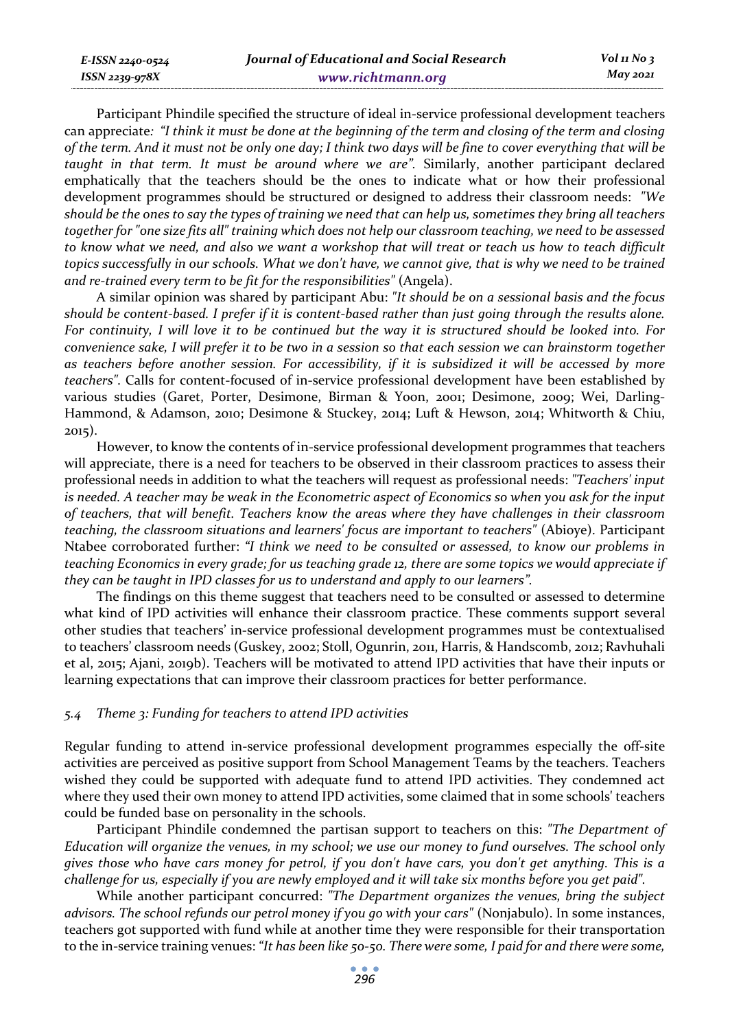Participant Phindile specified the structure of ideal in-service professional development teachers can appreciate: *"I think it must be done at the beginning of the term and closing of the term and closing of the term. And it must not be only one day; I think two days will be fine to cover everything that will be taught in that term. It must be around where we are"*. Similarly, another participant declared emphatically that the teachers should be the ones to indicate what or how their professional development programmes should be structured or designed to address their classroom needs: *"We should be the ones to say the types of training we need that can help us, sometimes they bring all teachers together for "one size fits all" training which does not help our classroom teaching, we need to be assessed to know what we need, and also we want a workshop that will treat or teach us how to teach difficult topics successfully in our schools. What we don't have, we cannot give, that is why we need to be trained and re-trained every term to be fit for the responsibilities"* (Angela).

A similar opinion was shared by participant Abu: *"It should be on a sessional basis and the focus should be content-based. I prefer if it is content-based rather than just going through the results alone. For continuity, I will love it to be continued but the way it is structured should be looked into. For convenience sake, I will prefer it to be two in a session so that each session we can brainstorm together as teachers before another session. For accessibility, if it is subsidized it will be accessed by more teachers"*. Calls for content-focused of in-service professional development have been established by various studies (Garet, Porter, Desimone, Birman & Yoon, 2001; Desimone, 2009; Wei, Darling-Hammond, & Adamson, 2010; Desimone & Stuckey, 2014; Luft & Hewson, 2014; Whitworth & Chiu, 2015).

However, to know the contents of in-service professional development programmes that teachers will appreciate, there is a need for teachers to be observed in their classroom practices to assess their professional needs in addition to what the teachers will request as professional needs: *"Teachers' input is needed. A teacher may be weak in the Econometric aspect of Economics so when you ask for the input of teachers, that will benefit. Teachers know the areas where they have challenges in their classroom teaching, the classroom situations and learners' focus are important to teachers"* (Abioye). Participant Ntabee corroborated further: *"I think we need to be consulted or assessed, to know our problems in teaching Economics in every grade; for us teaching grade 12, there are some topics we would appreciate if they can be taught in IPD classes for us to understand and apply to our learners"*.

The findings on this theme suggest that teachers need to be consulted or assessed to determine what kind of IPD activities will enhance their classroom practice. These comments support several other studies that teachers' in-service professional development programmes must be contextualised to teachers' classroom needs (Guskey, 2002; Stoll, Ogunrin, 2011, Harris, & Handscomb, 2012; Ravhuhali et al, 2015; Ajani, 2019b). Teachers will be motivated to attend IPD activities that have their inputs or learning expectations that can improve their classroom practices for better performance.

### *5.4 Theme 3: Funding for teachers to attend IPD activities*

Regular funding to attend in-service professional development programmes especially the off-site activities are perceived as positive support from School Management Teams by the teachers. Teachers wished they could be supported with adequate fund to attend IPD activities. They condemned act where they used their own money to attend IPD activities, some claimed that in some schools' teachers could be funded base on personality in the schools.

Participant Phindile condemned the partisan support to teachers on this: *"The Department of Education will organize the venues, in my school; we use our money to fund ourselves. The school only gives those who have cars money for petrol, if you don't have cars, you don't get anything. This is a challenge for us, especially if you are newly employed and it will take six months before you get paid"*.

While another participant concurred: *"The Department organizes the venues, bring the subject advisors. The school refunds our petrol money if you go with your cars"* (Nonjabulo). In some instances, teachers got supported with fund while at another time they were responsible for their transportation to the in-service training venues: *"It has been like 50-50. There were some, I paid for and there were some,*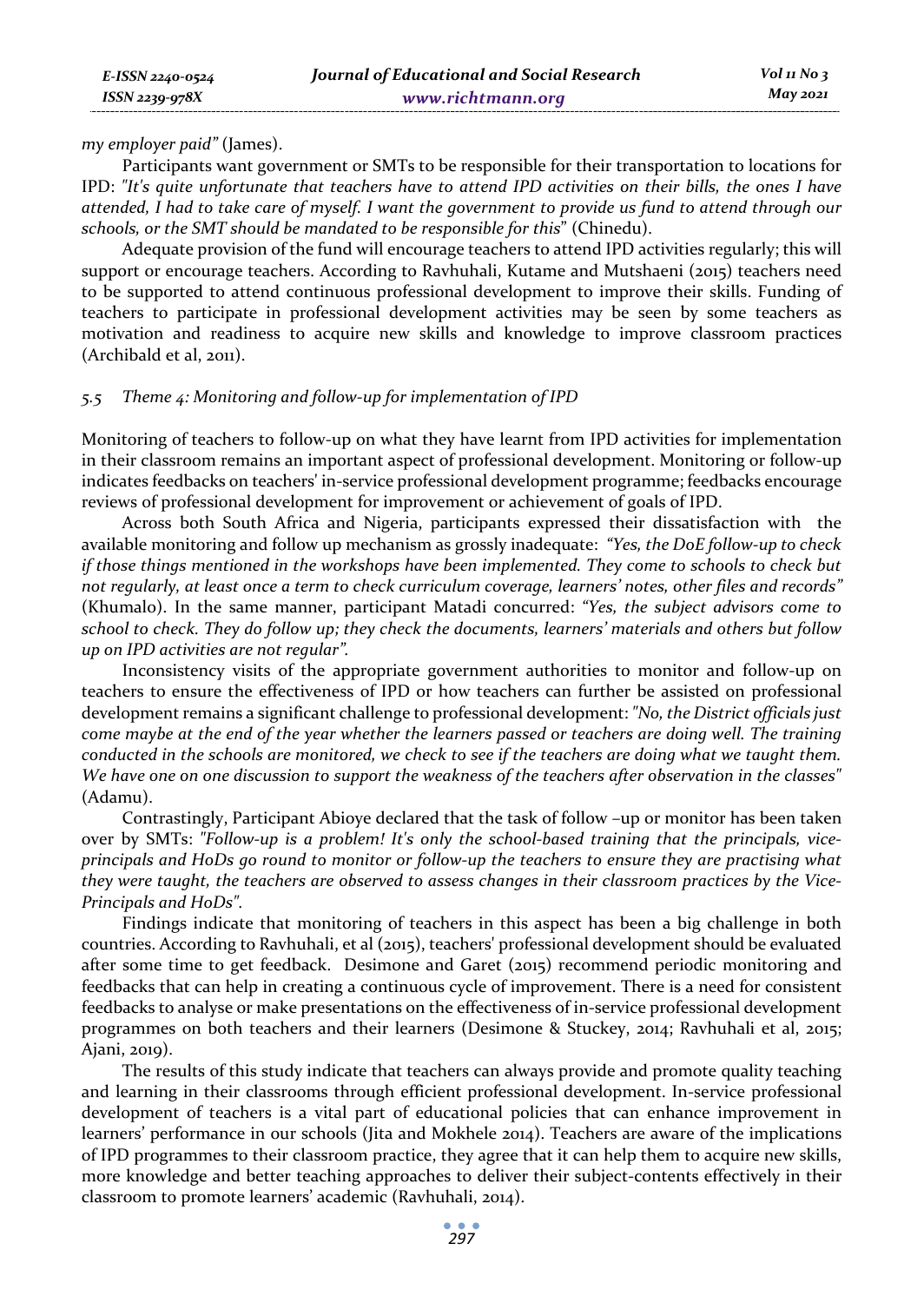*my employer paid"* (James).

Participants want government or SMTs to be responsible for their transportation to locations for IPD: *"It's quite unfortunate that teachers have to attend IPD activities on their bills, the ones I have attended, I had to take care of myself. I want the government to provide us fund to attend through our schools, or the SMT should be mandated to be responsible for this*" (Chinedu).

Adequate provision of the fund will encourage teachers to attend IPD activities regularly; this will support or encourage teachers. According to Ravhuhali, Kutame and Mutshaeni (2015) teachers need to be supported to attend continuous professional development to improve their skills. Funding of teachers to participate in professional development activities may be seen by some teachers as motivation and readiness to acquire new skills and knowledge to improve classroom practices (Archibald et al, 2011).

### *5.5 Theme 4: Monitoring and follow-up for implementation of IPD*

Monitoring of teachers to follow-up on what they have learnt from IPD activities for implementation in their classroom remains an important aspect of professional development. Monitoring or follow-up indicates feedbacks on teachers' in-service professional development programme; feedbacks encourage reviews of professional development for improvement or achievement of goals of IPD.

Across both South Africa and Nigeria, participants expressed their dissatisfaction with the available monitoring and follow up mechanism as grossly inadequate: *"Yes, the DoE follow-up to check if those things mentioned in the workshops have been implemented. They come to schools to check but not regularly, at least once a term to check curriculum coverage, learners' notes, other files and records"* (Khumalo). In the same manner, participant Matadi concurred: *"Yes, the subject advisors come to school to check. They do follow up; they check the documents, learners' materials and others but follow up on IPD activities are not regular"*.

Inconsistency visits of the appropriate government authorities to monitor and follow-up on teachers to ensure the effectiveness of IPD or how teachers can further be assisted on professional development remains a significant challenge to professional development: *"No, the District officials just come maybe at the end of the year whether the learners passed or teachers are doing well. The training conducted in the schools are monitored, we check to see if the teachers are doing what we taught them. We have one on one discussion to support the weakness of the teachers after observation in the classes"* (Adamu).

Contrastingly, Participant Abioye declared that the task of follow –up or monitor has been taken over by SMTs: *"Follow-up is a problem! It's only the school-based training that the principals, vice-principals and HoDs go round to monitor or follow-up the teachers to ensure they are practising what they were taught, the teachers are observed to assess changes in their classroom practices by the Vice-Principals and HoDs"*.

Findings indicate that monitoring of teachers in this aspect has been a big challenge in both countries. According to Ravhuhali, et al (2015), teachers' professional development should be evaluated after some time to get feedback. Desimone and Garet (2015) recommend periodic monitoring and feedbacks that can help in creating a continuous cycle of improvement. There is a need for consistent feedbacks to analyse or make presentations on the effectiveness of in-service professional development programmes on both teachers and their learners (Desimone & Stuckey, 2014; Ravhuhali et al, 2015; Ajani, 2019).

The results of this study indicate that teachers can always provide and promote quality teaching and learning in their classrooms through efficient professional development. In-service professional development of teachers is a vital part of educational policies that can enhance improvement in learners' performance in our schools (Jita and Mokhele 2014). Teachers are aware of the implications of IPD programmes to their classroom practice, they agree that it can help them to acquire new skills, more knowledge and better teaching approaches to deliver their subject-contents effectively in their classroom to promote learners' academic (Ravhuhali, 2014).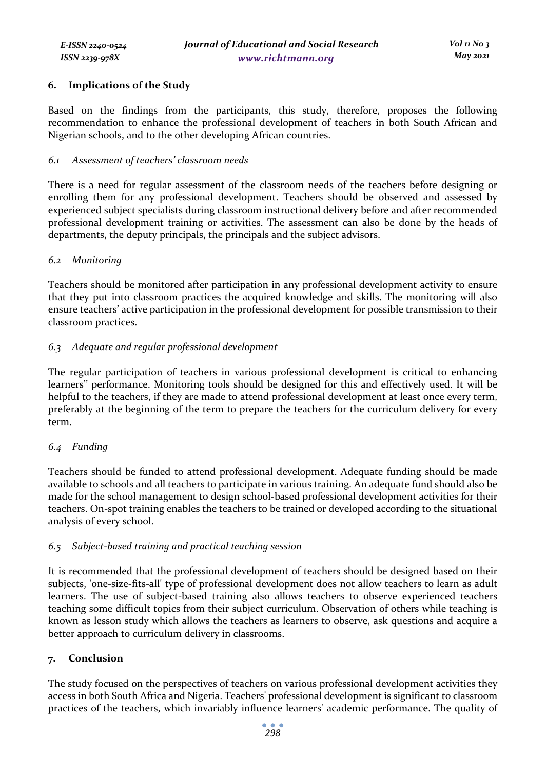## 6. Implications of the Study

Based on the findings from the participants, this study, therefore, proposes the following recommendation to enhance the professional development of teachers in both South African and Nigerian schools, and to the other developing African countries.

### *6.1 Assessment of teachers' classroom needs*

There is a need for regular assessment of the classroom needs of the teachers before designing or enrolling them for any professional development. Teachers should be observed and assessed by experienced subject specialists during classroom instructional delivery before and after recommended professional development training or activities. The assessment can also be done by the heads of departments, the deputy principals, the principals and the subject advisors.

### *6.2 Monitoring*

Teachers should be monitored after participation in any professional development activity to ensure that they put into classroom practices the acquired knowledge and skills. The monitoring will also ensure teachers' active participation in the professional development for possible transmission to their classroom practices.

### *6.3 Adequate and regular professional development*

The regular participation of teachers in various professional development is critical to enhancing learners'' performance. Monitoring tools should be designed for this and effectively used. It will be helpful to the teachers, if they are made to attend professional development at least once every term, preferably at the beginning of the term to prepare the teachers for the curriculum delivery for every term.

### *6.4 Funding*

Teachers should be funded to attend professional development. Adequate funding should be made available to schools and all teachers to participate in various training. An adequate fund should also be made for the school management to design school-based professional development activities for their teachers. On-spot training enables the teachers to be trained or developed according to the situational analysis of every school.

### *6.5 Subject-based training and practical teaching session*

It is recommended that the professional development of teachers should be designed based on their subjects, 'one-size-fits-all' type of professional development does not allow teachers to learn as adult learners. The use of subject-based training also allows teachers to observe experienced teachers teaching some difficult topics from their subject curriculum. Observation of others while teaching is known as lesson study which allows the teachers as learners to observe, ask questions and acquire a better approach to curriculum delivery in classrooms.

## 7. Conclusion

The study focused on the perspectives of teachers on various professional development activities they access in both South Africa and Nigeria. Teachers' professional development is significant to classroom practices of the teachers, which invariably influence learners' academic performance. The quality of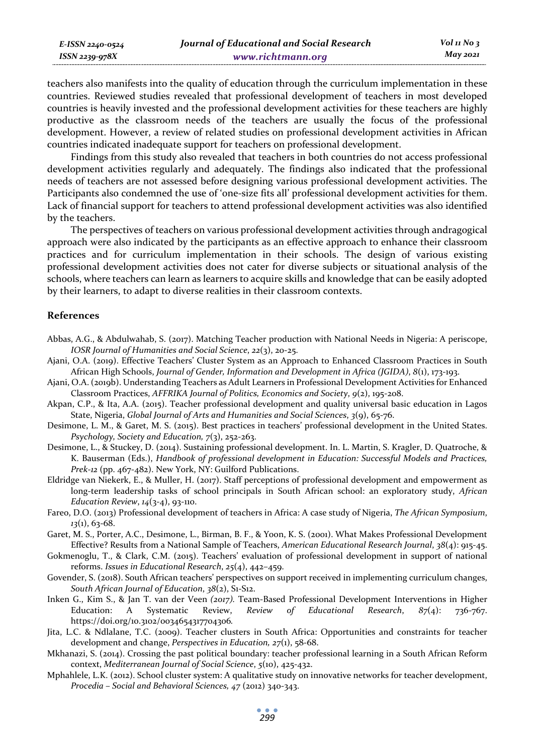teachers also manifests into the quality of education through the curriculum implementation in these countries. Reviewed studies revealed that professional development of teachers in most developed countries is heavily invested and the professional development activities for these teachers are highly productive as the classroom needs of the teachers are usually the focus of the professional development. However, a review of related studies on professional development activities in African countries indicated inadequate support for teachers on professional development.

Findings from this study also revealed that teachers in both countries do not access professional development activities regularly and adequately. The findings also indicated that the professional needs of teachers are not assessed before designing various professional development activities. The Participants also condemned the use of 'one-size fits all' professional development activities for them. Lack of financial support for teachers to attend professional development activities was also identified by the teachers.

The perspectives of teachers on various professional development activities through andragogical approach were also indicated by the participants as an effective approach to enhance their classroom practices and for curriculum implementation in their schools. The design of various existing professional development activities does not cater for diverse subjects or situational analysis of the schools, where teachers can learn as learners to acquire skills and knowledge that can be easily adopted by their learners, to adapt to diverse realities in their classroom contexts.

## References

Abbas, A.G., & Abdulwahab, S. (2017). Matching Teacher production with National Needs in Nigeria: A periscope, *IOSR Journal of Humanities and Social Science*, *22*(3), 20-25.

Ajani, O.A. (2019). Effective Teachers' Cluster System as an Approach to Enhanced Classroom Practices in South African High Schools, *Journal of Gender, Information and Development in Africa (JGIDA)*, *8*(1), 173-193.

Ajani, O.A. (2019b). Understanding Teachers as Adult Learners in Professional Development Activities for Enhanced Classroom Practices, *AFFRIKA Journal of Politics, Economics and Society*, *9*(2), 195-208.

Akpan, C.P., & Ita, A.A. (2015). Teacher professional development and quality universal basic education in Lagos State, Nigeria, *Global Journal of Arts and Humanities and Social Sciences*, *3*(9), 65-76.

Desimone, L. M., & Garet, M. S. (2015). Best practices in teachers' professional development in the United States. *Psychology, Society and Education, 7*(3), 252-263.

Desimone, L., & Stuckey, D. (2014). Sustaining professional development. In. L. Martin, S. Kragler, D. Quatroche, & K. Bauserman (Eds.), *Handbook of professional development in Education: Successful Models and Practices, Prek-12* (pp. 467-482). New York, NY: Guilford Publications.

Eldridge van Niekerk, E., & Muller, H. (2017). Staff perceptions of professional development and empowerment as long-term leadership tasks of school principals in South African school: an exploratory study, *African Education Review*, *14*(3-4), 93-110.

Fareo, D.O. (2013) Professional development of teachers in Africa: A case study of Nigeria, *The African Symposium*, *13*(1), 63-68.

Garet, M. S., Porter, A.C., Desimone, L., Birman, B. F., & Yoon, K. S. (2001). What Makes Professional Development Effective? Results from a National Sample of Teachers, *American Educational Research Journal*, *38*(4): 915-45.

Gokmenoglu, T., & Clark, C.M. (2015). Teachers' evaluation of professional development in support of national reforms. *Issues in Educational Research*, *25*(4), 442–459.

Govender, S. (2018). South African teachers' perspectives on support received in implementing curriculum changes, *South African Journal of Education*, *38*(2), S1-S12.

Inken G., Kim S., & Jan T. van der Veen *(2017).* Team-Based Professional Development Interventions in Higher Education: A Systematic Review, *Review of Educational Research*, *87*(4): 736-767. https://doi.org/10.3102/0034654317704306.

Jita, L.C. & Ndlalane, T.C. (2009). Teacher clusters in South Africa: Opportunities and constraints for teacher development and change, *Perspectives in Education, 27*(1), 58-68.

Mkhanazi, S. (2014). Crossing the past political boundary: teacher professional learning in a South African Reform context, *Mediterranean Journal of Social Science*, *5*(10), 425-432.

Mphahlele, L.K. (2012). School cluster system: A qualitative study on innovative networks for teacher development, *Procedia – Social and Behavioral Sciences, 47* (2012) 340-343.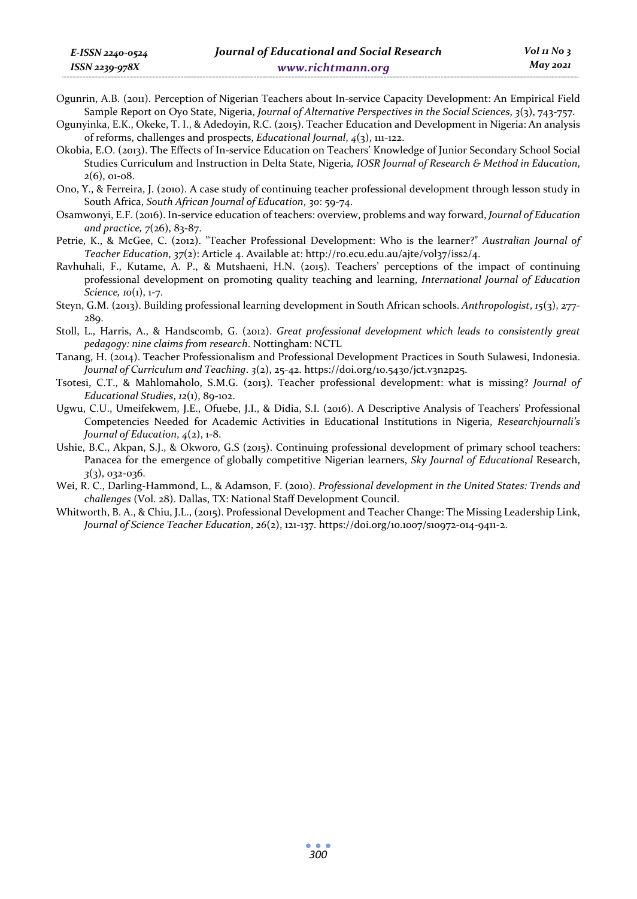Ogunrin, A.B. (2011). Perception of Nigerian Teachers about In-service Capacity Development: An Empirical Field Sample Report on Oyo State, Nigeria, *Journal of Alternative Perspectives in the Social Sciences, 3*(3), 743-757.

Ogunyinka, E.K., Okeke, T. I., & Adedoyin, R.C. (2015). Teacher Education and Development in Nigeria: An analysis of reforms, challenges and prospects, *Educational Journal*, *4*(3), 111-122.

Okobia, E.O. (2013). The Effects of In-service Education on Teachers' Knowledge of Junior Secondary School Social Studies Curriculum and Instruction in Delta State, Nigeria*, IOSR Journal of Research & Method in Education*, *2*(6), 01-08.

Ono, Y., & Ferreira, J. (2010). A case study of continuing teacher professional development through lesson study in South Africa, *South African Journal of Education*, *30*: 59-74.

Osamwonyi, E.F. (2016). In-service education of teachers: overview, problems and way forward, *Journal of Education and practice, 7*(26), 83-87.

Petrie, K., & McGee, C. (2012). "Teacher Professional Development: Who is the learner?" *Australian Journal of Teacher Education, 37*(2): Article 4. Available at: http://ro.ecu.edu.au/ajte/vol37/iss2/4.

Ravhuhali, F., Kutame, A. P., & Mutshaeni, H.N. (2015). Teachers' perceptions of the impact of continuing professional development on promoting quality teaching and learning, *International Journal of Education Science, 10*(1), 1-7.

Steyn, G.M. (2013). Building professional learning development in South African schools. *Anthropologist*, *15*(3), 277-289.

Stoll, L., Harris, A., & Handscomb, G. (2012). *Great professional development which leads to consistently great pedagogy: nine claims from research*. Nottingham: NCTL

Tanang, H. (2014). Teacher Professionalism and Professional Development Practices in South Sulawesi, Indonesia. *Journal of Curriculum and Teaching*. *3*(2), 25-42. https://doi.org/10.5430/jct.v3n2p25.

Tsotesi, C.T., & Mahlomaholo, S.M.G. (2013). Teacher professional development: what is missing? *Journal of Educational Studies*, *12*(1), 89-102.

Ugwu, C.U., Umeifekwem, J.E., Ofuebe, J.I., & Didia, S.I. (2016). A Descriptive Analysis of Teachers' Professional Competencies Needed for Academic Activities in Educational Institutions in Nigeria, *Researchjournali's Journal of Education*, *4*(2), 1-8.

Ushie, B.C., Akpan, S.J., & Okworo, G.S (2015). Continuing professional development of primary school teachers: Panacea for the emergence of globally competitive Nigerian learners, *Sky Journal of Educational* Research, *3*(3), 032-036.

Wei, R. C., Darling-Hammond, L., & Adamson, F. (2010). *Professional development in the United States: Trends and challenges* (Vol. 28). Dallas, TX: National Staff Development Council.

Whitworth, B. A., & Chiu, J.L., (2015). Professional Development and Teacher Change: The Missing Leadership Link, *Journal of Science Teacher Education*, *26*(2), 121-137. https://doi.org/10.1007/s10972-014-9411-2.